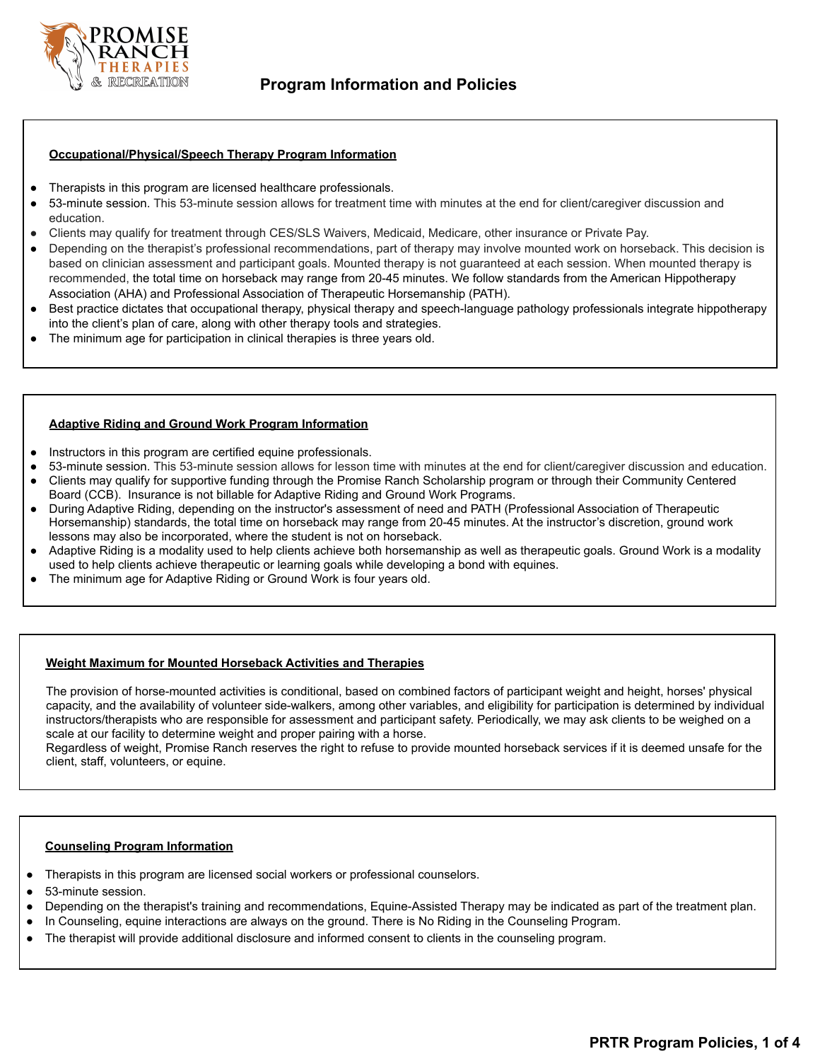# Program Information and Policies

## Occupational/Physical/Speech Therapy Program Information

- Therapists in this program are licensed healthcare professionals.
- 53-minute session. This 53-minute session allows for treatment time with minutes at the end for client/caregiver discussion and education.
- Clients may qualify for treatment through CES/SLS Waivers, Medicaid, Medicare, other insurance or Private Pay.
- Depending on the therapist's professional recommendations, part of therapy may involve mounted work on horseback. This decision is based on clinician assessment and participant goals. Mounted therapy is not guaranteed at each session. When mounted therapy is recommended, the total time on horseback may range from 20-45 minutes. We follow standards from the American Hippotherapy Association (AHA) and Professional Association of Therapeutic Horsemanship (PATH).
- Best practice dictates that occupational therapy, physical therapy and speech-language pathology professionals integrate hippotherapy into the client's plan of care, along with other therapy tools and strategies.
- The minimum age for participation in clinical therapies is three years old.

## Adaptive Riding and Ground Work Program Information

- Instructors in this program are certified equine professionals.
- 53-minute session. This 53-minute session allows for lesson time with minutes at the end for client/caregiver discussion and education.
- Clients may qualify for supportive funding through the Promise Ranch Scholarship program or through their Community Centered Board (CCB). Insurance is not billable for Adaptive Riding and Ground Work Programs.
- During Adaptive Riding, depending on the instructor's assessment of need and PATH (Professional Association of Therapeutic Horsemanship) standards, the total time on horseback may range from 20-45 minutes. At the instructor's discretion, ground work lessons may also be incorporated, where the student is not on horseback.
- Adaptive Riding is a modality used to help clients achieve both horsemanship as well as therapeutic goals. Ground Work is a modality used to help clients achieve therapeutic or learning goals while developing a bond with equines.
- The minimum age for Adaptive Riding or Ground Work is four years old.

## Weight Maximum for Mounted Horseback Activities and Therapies

The provision of horse-mounted activities is conditional, based on combined factors of participant weight and height, horses' physical capacity, and the availability of volunteer side-walkers, among other variables, and eligibility for participation is determined by individual instructors/therapists who are responsible for assessment and participant safety. Periodically, we may ask clients to be weighed on a scale at our facility to determine weight and proper pairing with a horse.

Regardless of weight, Promise Ranch reserves the right to refuse to provide mounted horseback services if it is deemed unsafe for the client, staff, volunteers, or equine.

## Counseling Program Information

- Therapists in this program are licensed social workers or professional counselors.
- 53-minute session.
- Depending on the therapist's training and recommendations, Equine-Assisted Therapy may be indicated as part of the treatment plan.
- In Counseling, equine interactions are always on the ground. There is No Riding in the Counseling Program.
- The therapist will provide additional disclosure and informed consent to clients in the counseling program.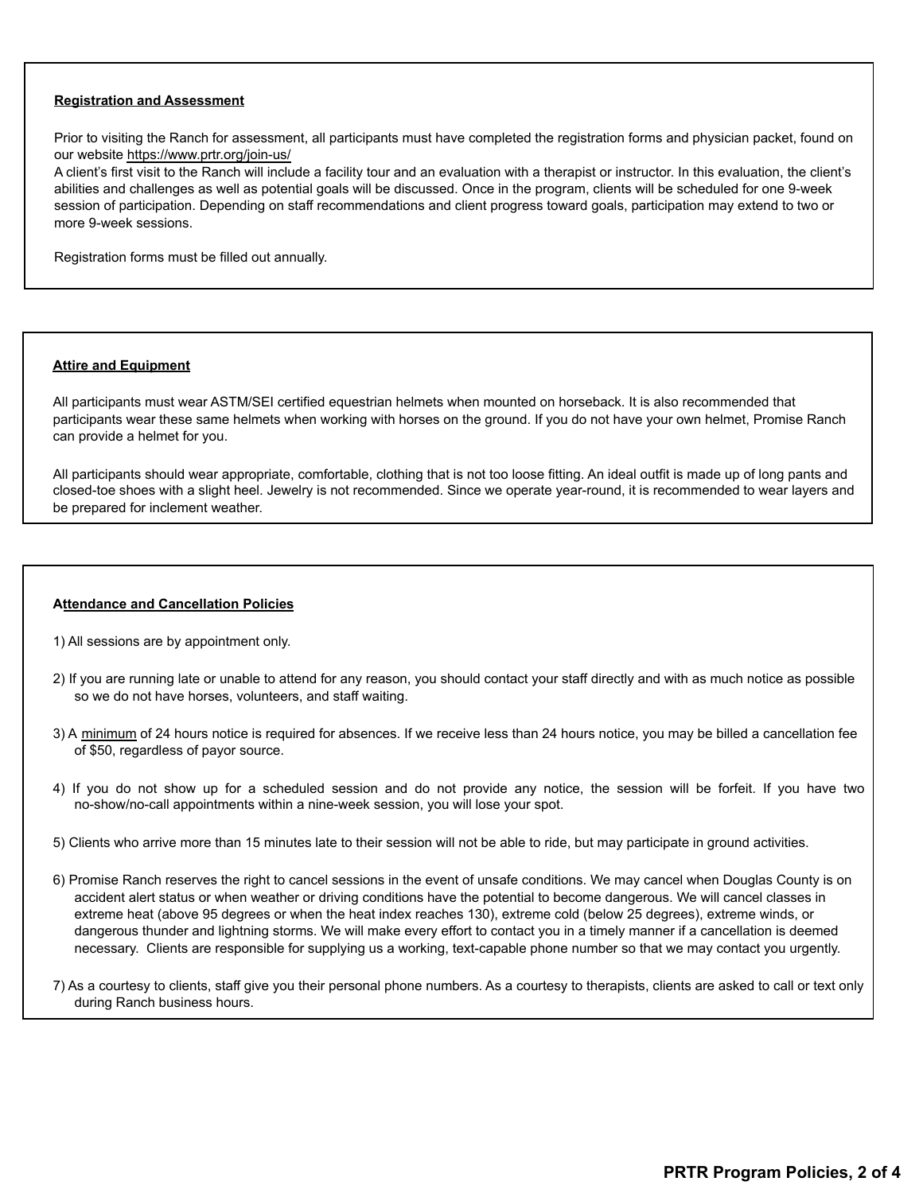## Registration and Assessment

Prior to visiting the Ranch for assessment, all participants must have completed the registration forms and physician packet, found on our website https://www.prtr.org/join-us/
A client's first visit to the Ranch will include a facility tour and an evaluation with a therapist or instructor. In this evaluation, the client's abilities and challenges as well as potential goals will be discussed. Once in the program, clients will be scheduled for one 9-week session of participation. Depending on staff recommendations and client progress toward goals, participation may extend to two or more 9-week sessions.

Registration forms must be filled out annually.

## Attire and Equipment

All participants must wear ASTM/SEI certified equestrian helmets when mounted on horseback. It is also recommended that participants wear these same helmets when working with horses on the ground. If you do not have your own helmet, Promise Ranch can provide a helmet for you.

All participants should wear appropriate, comfortable, clothing that is not too loose fitting. An ideal outfit is made up of long pants and closed-toe shoes with a slight heel. Jewelry is not recommended. Since we operate year-round, it is recommended to wear layers and be prepared for inclement weather.

## Attendance and Cancellation Policies

1) All sessions are by appointment only.

2) If you are running late or unable to attend for any reason, you should contact your staff directly and with as much notice as possible so we do not have horses, volunteers, and staff waiting.

3) A minimum of 24 hours notice is required for absences. If we receive less than 24 hours notice, you may be billed a cancellation fee of $50, regardless of payor source.

4) If you do not show up for a scheduled session and do not provide any notice, the session will be forfeit. If you have two no-show/no-call appointments within a nine-week session, you will lose your spot.

5) Clients who arrive more than 15 minutes late to their session will not be able to ride, but may participate in ground activities.

6) Promise Ranch reserves the right to cancel sessions in the event of unsafe conditions. We may cancel when Douglas County is on accident alert status or when weather or driving conditions have the potential to become dangerous. We will cancel classes in extreme heat (above 95 degrees or when the heat index reaches 130), extreme cold (below 25 degrees), extreme winds, or dangerous thunder and lightning storms. We will make every effort to contact you in a timely manner if a cancellation is deemed necessary. Clients are responsible for supplying us a working, text-capable phone number so that we may contact you urgently.

7) As a courtesy to clients, staff give you their personal phone numbers. As a courtesy to therapists, clients are asked to call or text only during Ranch business hours.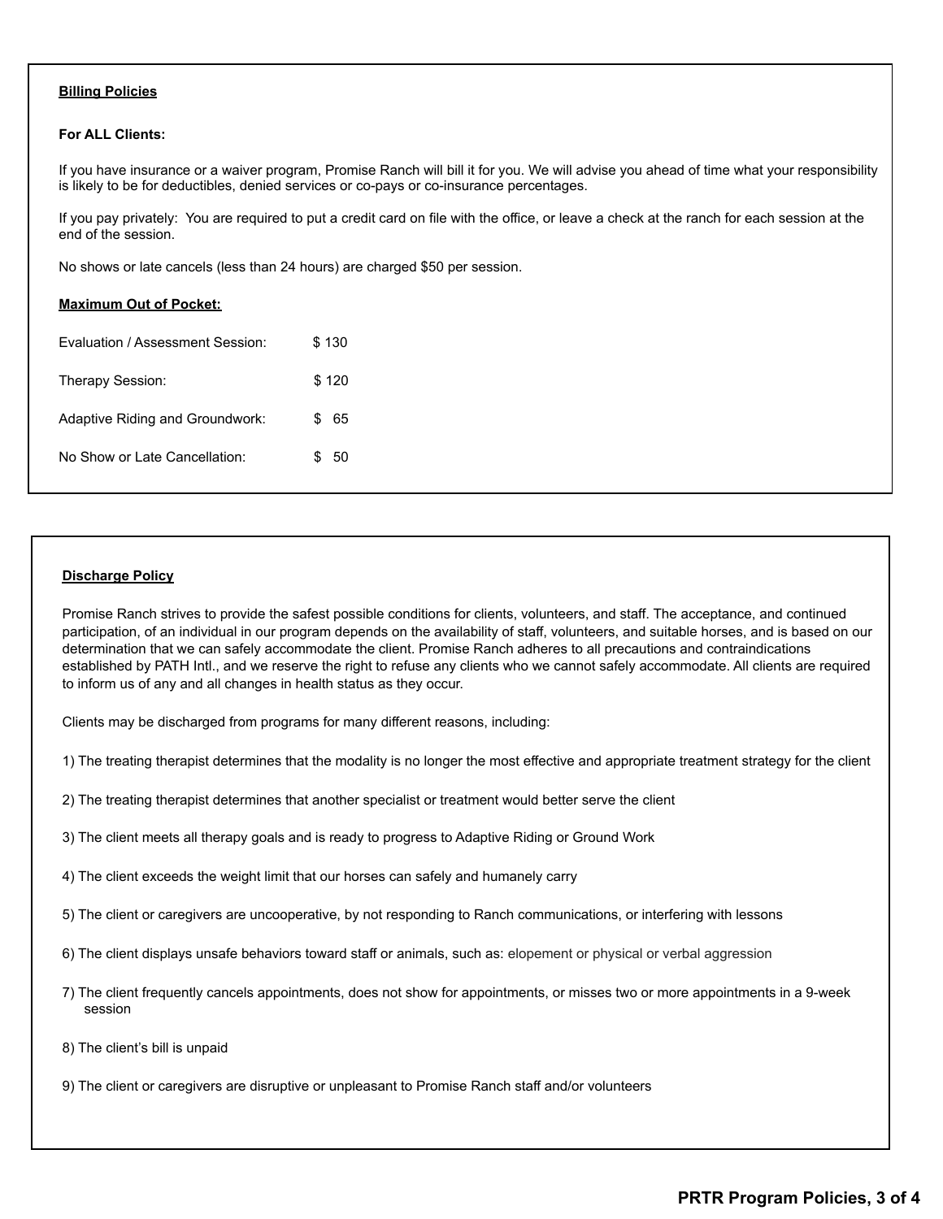## Billing Policies

**For ALL Clients:**

If you have insurance or a waiver program, Promise Ranch will bill it for you. We will advise you ahead of time what your responsibility is likely to be for deductibles, denied services or co-pays or co-insurance percentages.

If you pay privately: You are required to put a credit card on file with the office, or leave a check at the ranch for each session at the end of the session.

No shows or late cancels (less than 24 hours) are charged $50 per session.

### Maximum Out of Pocket:

| | |
|---|---|
| Evaluation / Assessment Session: | $ 130 |
| Therapy Session: | $ 120 |
| Adaptive Riding and Groundwork: | $ 65 |
| No Show or Late Cancellation: | $ 50 |

## Discharge Policy

Promise Ranch strives to provide the safest possible conditions for clients, volunteers, and staff. The acceptance, and continued participation, of an individual in our program depends on the availability of staff, volunteers, and suitable horses, and is based on our determination that we can safely accommodate the client. Promise Ranch adheres to all precautions and contraindications established by PATH Intl., and we reserve the right to refuse any clients who we cannot safely accommodate. All clients are required to inform us of any and all changes in health status as they occur.

Clients may be discharged from programs for many different reasons, including:

1) The treating therapist determines that the modality is no longer the most effective and appropriate treatment strategy for the client

2) The treating therapist determines that another specialist or treatment would better serve the client

3) The client meets all therapy goals and is ready to progress to Adaptive Riding or Ground Work

4) The client exceeds the weight limit that our horses can safely and humanely carry

5) The client or caregivers are uncooperative, by not responding to Ranch communications, or interfering with lessons

6) The client displays unsafe behaviors toward staff or animals, such as: elopement or physical or verbal aggression

7) The client frequently cancels appointments, does not show for appointments, or misses two or more appointments in a 9-week session

8) The client's bill is unpaid

9) The client or caregivers are disruptive or unpleasant to Promise Ranch staff and/or volunteers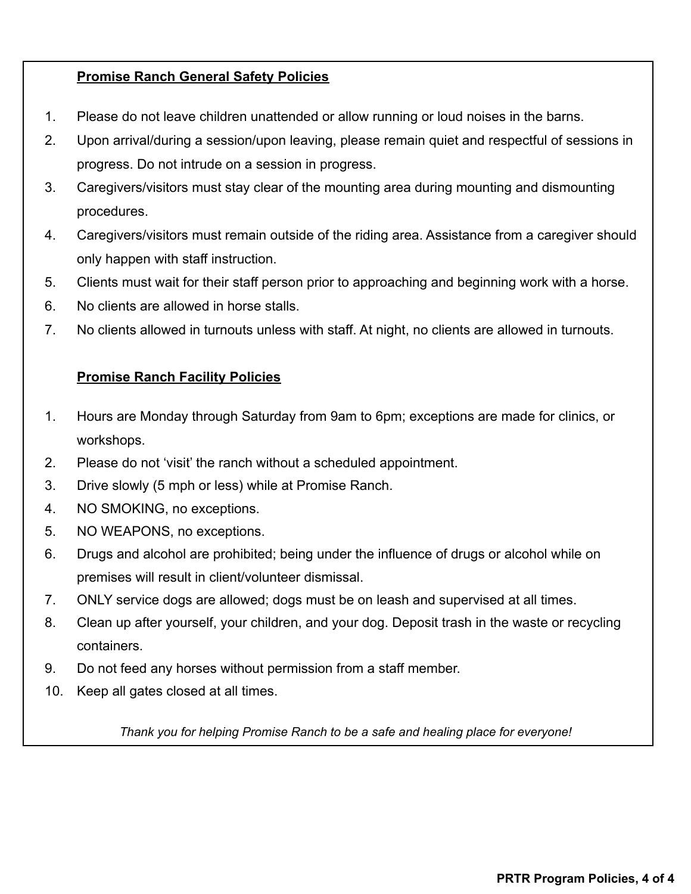## Promise Ranch General Safety Policies

1. Please do not leave children unattended or allow running or loud noises in the barns.
2. Upon arrival/during a session/upon leaving, please remain quiet and respectful of sessions in progress. Do not intrude on a session in progress.
3. Caregivers/visitors must stay clear of the mounting area during mounting and dismounting procedures.
4. Caregivers/visitors must remain outside of the riding area. Assistance from a caregiver should only happen with staff instruction.
5. Clients must wait for their staff person prior to approaching and beginning work with a horse.
6. No clients are allowed in horse stalls.
7. No clients allowed in turnouts unless with staff. At night, no clients are allowed in turnouts.

## Promise Ranch Facility Policies

1. Hours are Monday through Saturday from 9am to 6pm; exceptions are made for clinics, or workshops.
2. Please do not 'visit' the ranch without a scheduled appointment.
3. Drive slowly (5 mph or less) while at Promise Ranch.
4. NO SMOKING, no exceptions.
5. NO WEAPONS, no exceptions.
6. Drugs and alcohol are prohibited; being under the influence of drugs or alcohol while on premises will result in client/volunteer dismissal.
7. ONLY service dogs are allowed; dogs must be on leash and supervised at all times.
8. Clean up after yourself, your children, and your dog. Deposit trash in the waste or recycling containers.
9. Do not feed any horses without permission from a staff member.
10. Keep all gates closed at all times.

*Thank you for helping Promise Ranch to be a safe and healing place for everyone!*